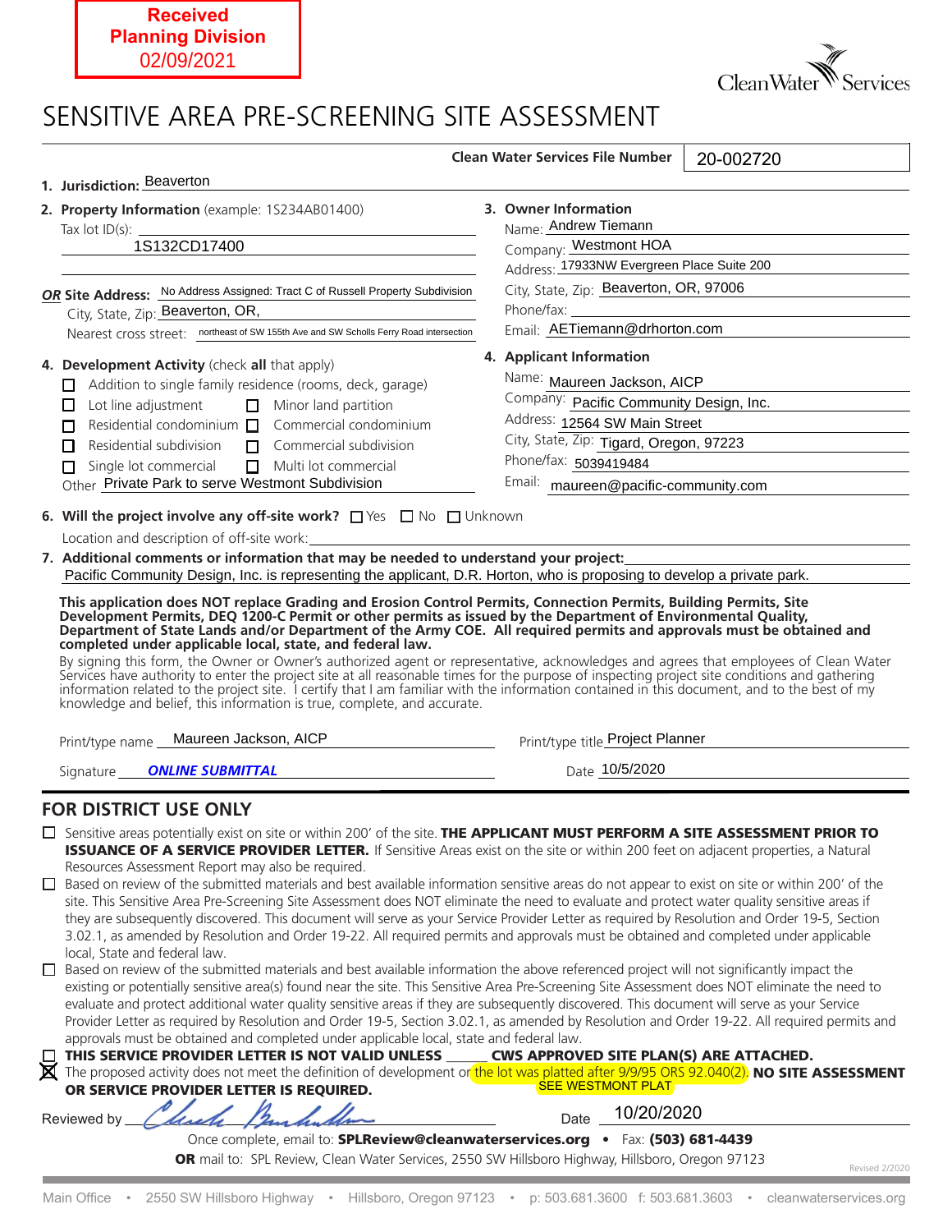**Received**
**Planning Division**
02/09/2021

Clean Water Services

# SENSITIVE AREA PRE-SCREENING SITE ASSESSMENT

**Clean Water Services File Number** 20-002720

**1. Jurisdiction:** Beaverton

**2. Property Information** (example: 1S234AB01400)
Tax lot ID(s): 1S132CD17400

***OR*** **Site Address:** No Address Assigned: Tract C of Russell Property Subdivision
City, State, Zip: Beaverton, OR,
Nearest cross street: northeast of SW 155th Ave and SW Scholls Ferry Road intersection

**3. Owner Information**
Name: Andrew Tiemann
Company: Westmont HOA
Address: 17933NW Evergreen Place Suite 200
City, State, Zip: Beaverton, OR, 97006
Phone/fax:
Email: AETiemann@drhorton.com

**4. Development Activity** (check **all** that apply)

- ☐ Addition to single family residence (rooms, deck, garage)
- ☐ Lot line adjustment
- ☐ Minor land partition
- ☐ Residential condominium
- ☐ Commercial condominium
- ☐ Residential subdivision
- ☐ Commercial subdivision
- ☐ Single lot commercial
- ☐ Multi lot commercial

Other Private Park to serve Westmont Subdivision

**4. Applicant Information**
Name: Maureen Jackson, AICP
Company: Pacific Community Design, Inc.
Address: 12564 SW Main Street
City, State, Zip: Tigard, Oregon, 97223
Phone/fax: 5039419484
Email: maureen@pacific-community.com

**6. Will the project involve any off-site work?** ☐ Yes ☐ No ☐ Unknown

Location and description of off-site work:

**7. Additional comments or information that may be needed to understand your project:**
Pacific Community Design, Inc. is representing the applicant, D.R. Horton, who is proposing to develop a private park.

**This application does NOT replace Grading and Erosion Control Permits, Connection Permits, Building Permits, Site Development Permits, DEQ 1200-C Permit or other permits as issued by the Department of Environmental Quality, Department of State Lands and/or Department of the Army COE. All required permits and approvals must be obtained and completed under applicable local, state, and federal law.**

By signing this form, the Owner or Owner's authorized agent or representative, acknowledges and agrees that employees of Clean Water Services have authority to enter the project site at all reasonable times for the purpose of inspecting project site conditions and gathering information related to the project site. I certify that I am familiar with the information contained in this document, and to the best of my knowledge and belief, this information is true, complete, and accurate.

Print/type name Maureen Jackson, AICP
Print/type title Project Planner
Signature ***ONLINE SUBMITTAL***
Date 10/5/2020

## FOR DISTRICT USE ONLY

- ☐ Sensitive areas potentially exist on site or within 200' of the site. **THE APPLICANT MUST PERFORM A SITE ASSESSMENT PRIOR TO ISSUANCE OF A SERVICE PROVIDER LETTER.** If Sensitive Areas exist on the site or within 200 feet on adjacent properties, a Natural Resources Assessment Report may also be required.
- ☐ Based on review of the submitted materials and best available information sensitive areas do not appear to exist on site or within 200' of the site. This Sensitive Area Pre-Screening Site Assessment does NOT eliminate the need to evaluate and protect water quality sensitive areas if they are subsequently discovered. This document will serve as your Service Provider Letter as required by Resolution and Order 19-5, Section 3.02.1, as amended by Resolution and Order 19-22. All required permits and approvals must be obtained and completed under applicable local, State and federal law.
- ☐ Based on review of the submitted materials and best available information the above referenced project will not significantly impact the existing or potentially sensitive area(s) found near the site. This Sensitive Area Pre-Screening Site Assessment does NOT eliminate the need to evaluate and protect additional water quality sensitive areas if they are subsequently discovered. This document will serve as your Service Provider Letter as required by Resolution and Order 19-5, Section 3.02.1, as amended by Resolution and Order 19-22. All required permits and approvals must be obtained and completed under applicable local, state and federal law.
- ☐ **THIS SERVICE PROVIDER LETTER IS NOT VALID UNLESS ______ CWS APPROVED SITE PLAN(S) ARE ATTACHED.**
- ☒ The proposed activity does not meet the definition of development or the lot was platted after 9/9/95 ORS 92.040(2). **NO SITE ASSESSMENT OR SERVICE PROVIDER LETTER IS REQUIRED.** SEE WESTMONT PLAT

Reviewed by [signature]
Date 10/20/2020

Once complete, email to: **SPLReview@cleanwaterservices.org** • Fax: **(503) 681-4439**
**OR** mail to: SPL Review, Clean Water Services, 2550 SW Hillsboro Highway, Hillsboro, Oregon 97123

Revised 2/2020

Main Office • 2550 SW Hillsboro Highway • Hillsboro, Oregon 97123 • p: 503.681.3600 f: 503.681.3603 • cleanwaterservices.org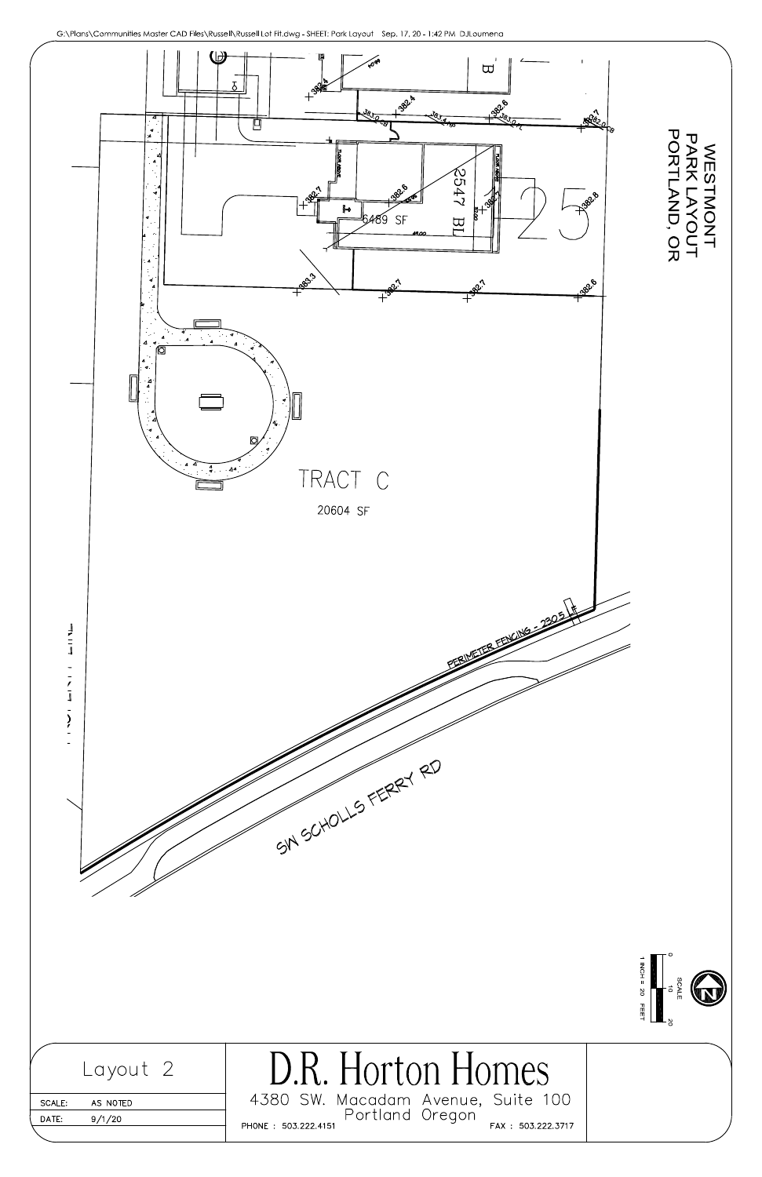G:\Plans\Communities Master CAD Files\Russell\Russell Lot Fit.dwg - SHEET: Park Layout Sep. 17, 20 - 1:42 PM DJLoumena

WESTMONT
PARK LAYOUT
PORTLAND, OR

25

6489 SF

2547 BL

TRACT C

20604 SF

PERIMETER FENCING - 230.5

SW SCHOLLS FERRY RD

SCALE
0 10 20
1 INCH = 20 FEET

N

Layout 2

| | |
|---|---|
| SCALE: | AS NOTED |
| DATE: | 9/1/20 |

# D.R. Horton Homes

4380 SW. Macadam Avenue, Suite 100
Portland Oregon

PHONE : 503.222.4151 FAX : 503.222.3717